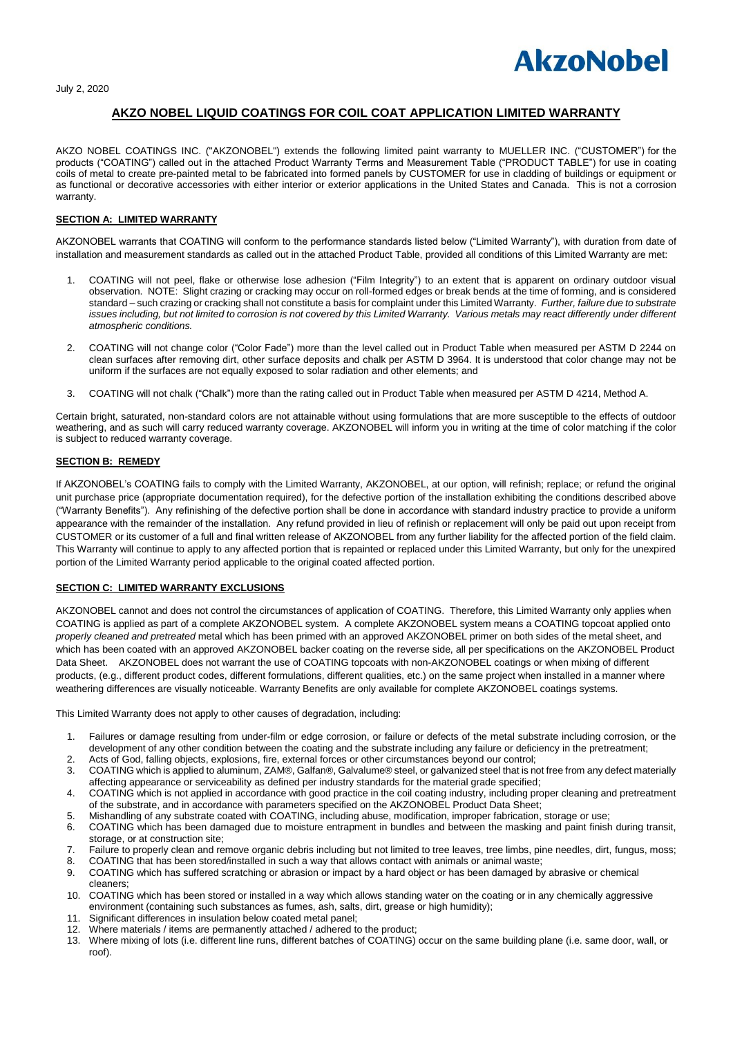AkzoNobel

July 2, 2020

# AKZO NOBEL LIQUID COATINGS FOR COIL COAT APPLICATION LIMITED WARRANTY

AKZO NOBEL COATINGS INC. ("AKZONOBEL") extends the following limited paint warranty to MUELLER INC. ("CUSTOMER") for the products ("COATING") called out in the attached Product Warranty Terms and Measurement Table ("PRODUCT TABLE") for use in coating coils of metal to create pre-painted metal to be fabricated into formed panels by CUSTOMER for use in cladding of buildings or equipment or as functional or decorative accessories with either interior or exterior applications in the United States and Canada. This is not a corrosion warranty.

## SECTION A: LIMITED WARRANTY

AKZONOBEL warrants that COATING will conform to the performance standards listed below ("Limited Warranty"), with duration from date of installation and measurement standards as called out in the attached Product Table, provided all conditions of this Limited Warranty are met:

1. COATING will not peel, flake or otherwise lose adhesion ("Film Integrity") to an extent that is apparent on ordinary outdoor visual observation. NOTE: Slight crazing or cracking may occur on roll-formed edges or break bends at the time of forming, and is considered standard – such crazing or cracking shall not constitute a basis for complaint under this Limited Warranty. *Further, failure due to substrate issues including, but not limited to corrosion is not covered by this Limited Warranty. Various metals may react differently under different atmospheric conditions.*
2. COATING will not change color ("Color Fade") more than the level called out in Product Table when measured per ASTM D 2244 on clean surfaces after removing dirt, other surface deposits and chalk per ASTM D 3964. It is understood that color change may not be uniform if the surfaces are not equally exposed to solar radiation and other elements; and
3. COATING will not chalk ("Chalk") more than the rating called out in Product Table when measured per ASTM D 4214, Method A.

Certain bright, saturated, non-standard colors are not attainable without using formulations that are more susceptible to the effects of outdoor weathering, and as such will carry reduced warranty coverage. AKZONOBEL will inform you in writing at the time of color matching if the color is subject to reduced warranty coverage.

## SECTION B: REMEDY

If AKZONOBEL's COATING fails to comply with the Limited Warranty, AKZONOBEL, at our option, will refinish; replace; or refund the original unit purchase price (appropriate documentation required), for the defective portion of the installation exhibiting the conditions described above ("Warranty Benefits"). Any refinishing of the defective portion shall be done in accordance with standard industry practice to provide a uniform appearance with the remainder of the installation. Any refund provided in lieu of refinish or replacement will only be paid out upon receipt from CUSTOMER or its customer of a full and final written release of AKZONOBEL from any further liability for the affected portion of the field claim. This Warranty will continue to apply to any affected portion that is repainted or replaced under this Limited Warranty, but only for the unexpired portion of the Limited Warranty period applicable to the original coated affected portion.

## SECTION C: LIMITED WARRANTY EXCLUSIONS

AKZONOBEL cannot and does not control the circumstances of application of COATING. Therefore, this Limited Warranty only applies when COATING is applied as part of a complete AKZONOBEL system. A complete AKZONOBEL system means a COATING topcoat applied onto *properly cleaned and pretreated* metal which has been primed with an approved AKZONOBEL primer on both sides of the metal sheet, and which has been coated with an approved AKZONOBEL backer coating on the reverse side, all per specifications on the AKZONOBEL Product Data Sheet. AKZONOBEL does not warrant the use of COATING topcoats with non-AKZONOBEL coatings or when mixing of different products, (e.g., different product codes, different formulations, different qualities, etc.) on the same project when installed in a manner where weathering differences are visually noticeable. Warranty Benefits are only available for complete AKZONOBEL coatings systems.

This Limited Warranty does not apply to other causes of degradation, including:

1. Failures or damage resulting from under-film or edge corrosion, or failure or defects of the metal substrate including corrosion, or the development of any other condition between the coating and the substrate including any failure or deficiency in the pretreatment;
2. Acts of God, falling objects, explosions, fire, external forces or other circumstances beyond our control;
3. COATING which is applied to aluminum, ZAM®, Galfan®, Galvalume® steel, or galvanized steel that is not free from any defect materially affecting appearance or serviceability as defined per industry standards for the material grade specified;
4. COATING which is not applied in accordance with good practice in the coil coating industry, including proper cleaning and pretreatment of the substrate, and in accordance with parameters specified on the AKZONOBEL Product Data Sheet;
5. Mishandling of any substrate coated with COATING, including abuse, modification, improper fabrication, storage or use;
6. COATING which has been damaged due to moisture entrapment in bundles and between the masking and paint finish during transit, storage, or at construction site;
7. Failure to properly clean and remove organic debris including but not limited to tree leaves, tree limbs, pine needles, dirt, fungus, moss;
8. COATING that has been stored/installed in such a way that allows contact with animals or animal waste;
9. COATING which has suffered scratching or abrasion or impact by a hard object or has been damaged by abrasive or chemical cleaners;
10. COATING which has been stored or installed in a way which allows standing water on the coating or in any chemically aggressive environment (containing such substances as fumes, ash, salts, dirt, grease or high humidity);
11. Significant differences in insulation below coated metal panel;
12. Where materials / items are permanently attached / adhered to the product;
13. Where mixing of lots (i.e. different line runs, different batches of COATING) occur on the same building plane (i.e. same door, wall, or roof).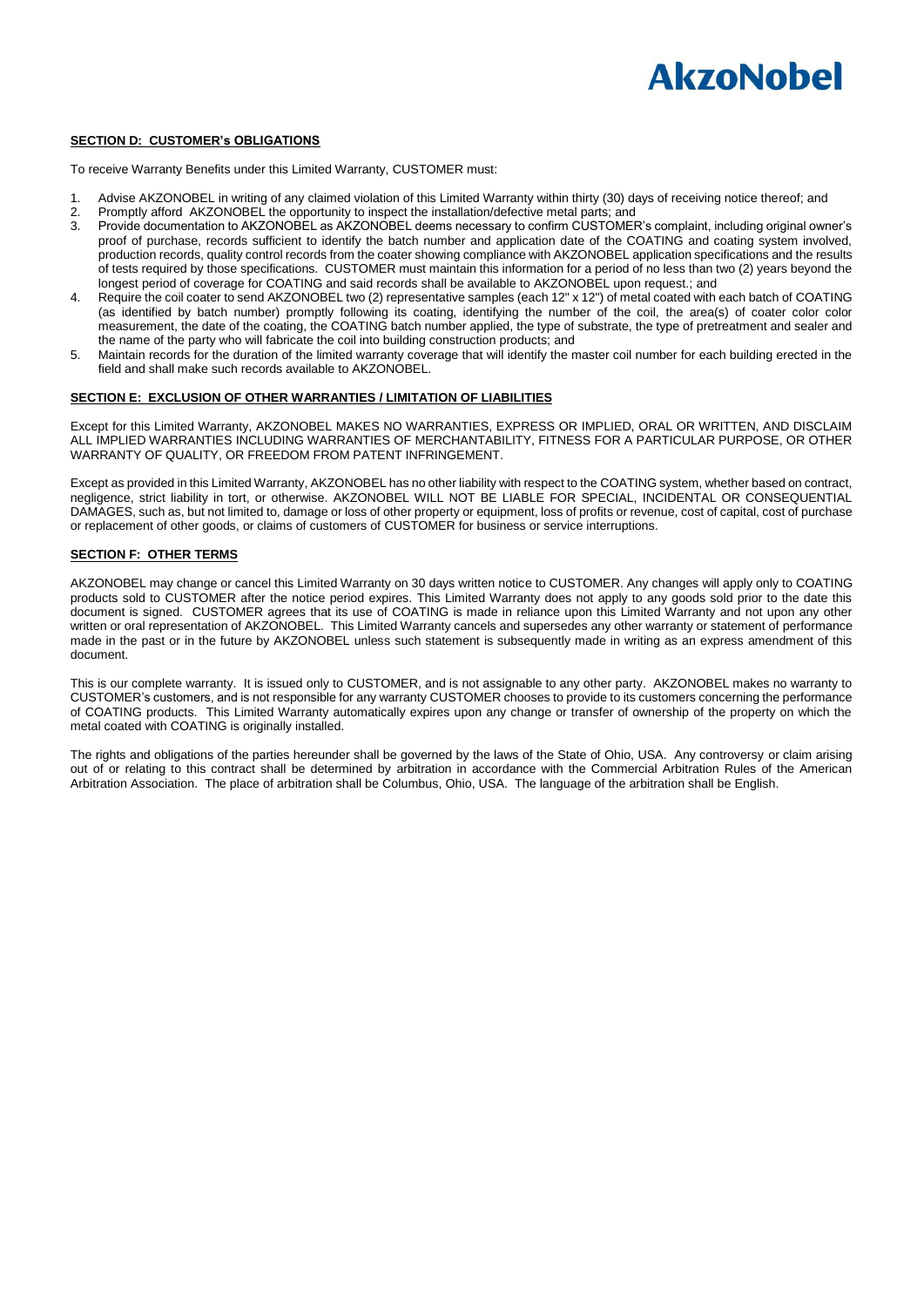**SECTION D: CUSTOMER's OBLIGATIONS**

To receive Warranty Benefits under this Limited Warranty, CUSTOMER must:

1. Advise AKZONOBEL in writing of any claimed violation of this Limited Warranty within thirty (30) days of receiving notice thereof; and
2. Promptly afford AKZONOBEL the opportunity to inspect the installation/defective metal parts; and
3. Provide documentation to AKZONOBEL as AKZONOBEL deems necessary to confirm CUSTOMER's complaint, including original owner's proof of purchase, records sufficient to identify the batch number and application date of the COATING and coating system involved, production records, quality control records from the coater showing compliance with AKZONOBEL application specifications and the results of tests required by those specifications. CUSTOMER must maintain this information for a period of no less than two (2) years beyond the longest period of coverage for COATING and said records shall be available to AKZONOBEL upon request.; and
4. Require the coil coater to send AKZONOBEL two (2) representative samples (each 12" x 12") of metal coated with each batch of COATING (as identified by batch number) promptly following its coating, identifying the number of the coil, the area(s) of coater color color measurement, the date of the coating, the COATING batch number applied, the type of substrate, the type of pretreatment and sealer and the name of the party who will fabricate the coil into building construction products; and
5. Maintain records for the duration of the limited warranty coverage that will identify the master coil number for each building erected in the field and shall make such records available to AKZONOBEL.

**SECTION E: EXCLUSION OF OTHER WARRANTIES / LIMITATION OF LIABILITIES**

Except for this Limited Warranty, AKZONOBEL MAKES NO WARRANTIES, EXPRESS OR IMPLIED, ORAL OR WRITTEN, AND DISCLAIM ALL IMPLIED WARRANTIES INCLUDING WARRANTIES OF MERCHANTABILITY, FITNESS FOR A PARTICULAR PURPOSE, OR OTHER WARRANTY OF QUALITY, OR FREEDOM FROM PATENT INFRINGEMENT.

Except as provided in this Limited Warranty, AKZONOBEL has no other liability with respect to the COATING system, whether based on contract, negligence, strict liability in tort, or otherwise. AKZONOBEL WILL NOT BE LIABLE FOR SPECIAL, INCIDENTAL OR CONSEQUENTIAL DAMAGES, such as, but not limited to, damage or loss of other property or equipment, loss of profits or revenue, cost of capital, cost of purchase or replacement of other goods, or claims of customers of CUSTOMER for business or service interruptions.

**SECTION F: OTHER TERMS**

AKZONOBEL may change or cancel this Limited Warranty on 30 days written notice to CUSTOMER. Any changes will apply only to COATING products sold to CUSTOMER after the notice period expires. This Limited Warranty does not apply to any goods sold prior to the date this document is signed. CUSTOMER agrees that its use of COATING is made in reliance upon this Limited Warranty and not upon any other written or oral representation of AKZONOBEL. This Limited Warranty cancels and supersedes any other warranty or statement of performance made in the past or in the future by AKZONOBEL unless such statement is subsequently made in writing as an express amendment of this document.

This is our complete warranty. It is issued only to CUSTOMER, and is not assignable to any other party. AKZONOBEL makes no warranty to CUSTOMER's customers, and is not responsible for any warranty CUSTOMER chooses to provide to its customers concerning the performance of COATING products. This Limited Warranty automatically expires upon any change or transfer of ownership of the property on which the metal coated with COATING is originally installed.

The rights and obligations of the parties hereunder shall be governed by the laws of the State of Ohio, USA. Any controversy or claim arising out of or relating to this contract shall be determined by arbitration in accordance with the Commercial Arbitration Rules of the American Arbitration Association. The place of arbitration shall be Columbus, Ohio, USA. The language of the arbitration shall be English.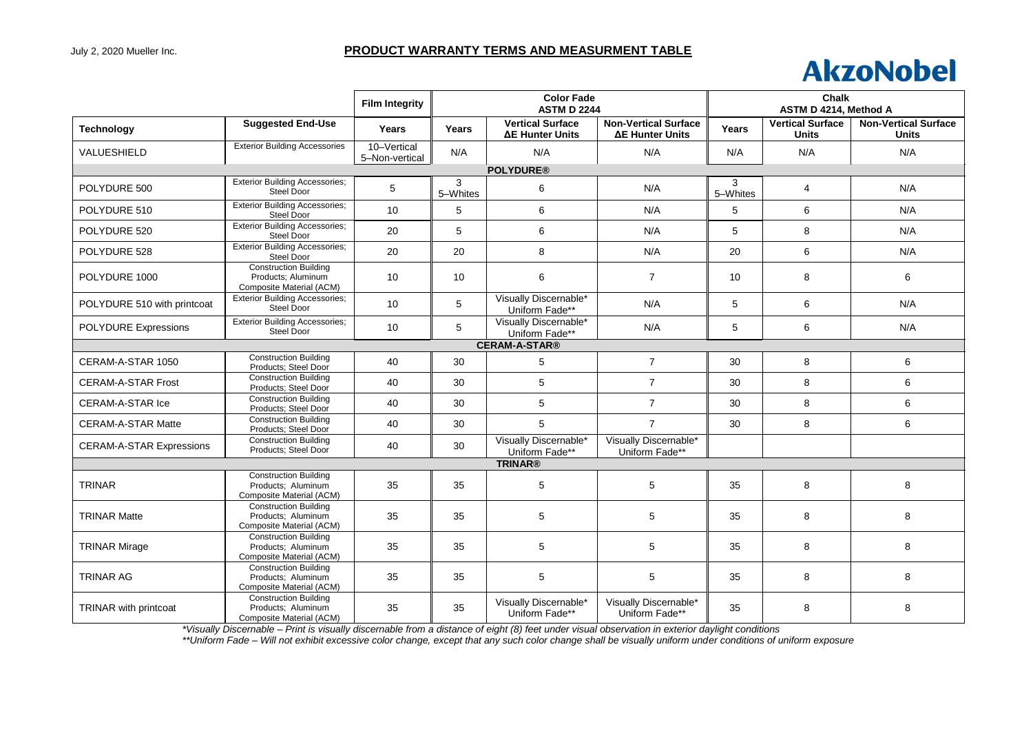July 2, 2020 Mueller Inc.

## PRODUCT WARRANTY TERMS AND MEASURMENT TABLE

AkzoNobel

| | | Film Integrity | Color Fade ASTM D 2244 | | | Chalk ASTM D 4214, Method A | | |
|---|---|---|---|---|---|---|---|---|
| **Technology** | **Suggested End-Use** | **Years** | **Years** | **Vertical Surface ΔE Hunter Units** | **Non-Vertical Surface ΔE Hunter Units** | **Years** | **Vertical Surface Units** | **Non-Vertical Surface Units** |
| VALUESHIELD | Exterior Building Accessories | 10–Vertical 5–Non-vertical | N/A | N/A | N/A | N/A | N/A | N/A |
| **POLYDURE®** | | | | | | | | |
| POLYDURE 500 | Exterior Building Accessories; Steel Door | 5 | 3 5–Whites | 6 | N/A | 3 5–Whites | 4 | N/A |
| POLYDURE 510 | Exterior Building Accessories; Steel Door | 10 | 5 | 6 | N/A | 5 | 6 | N/A |
| POLYDURE 520 | Exterior Building Accessories; Steel Door | 20 | 5 | 6 | N/A | 5 | 8 | N/A |
| POLYDURE 528 | Exterior Building Accessories; Steel Door | 20 | 20 | 8 | N/A | 20 | 6 | N/A |
| POLYDURE 1000 | Construction Building Products; Aluminum Composite Material (ACM) | 10 | 10 | 6 | 7 | 10 | 8 | 6 |
| POLYDURE 510 with printcoat | Exterior Building Accessories; Steel Door | 10 | 5 | Visually Discernable* Uniform Fade** | N/A | 5 | 6 | N/A |
| POLYDURE Expressions | Exterior Building Accessories; Steel Door | 10 | 5 | Visually Discernable* Uniform Fade** | N/A | 5 | 6 | N/A |
| **CERAM-A-STAR®** | | | | | | | | |
| CERAM-A-STAR 1050 | Construction Building Products; Steel Door | 40 | 30 | 5 | 7 | 30 | 8 | 6 |
| CERAM-A-STAR Frost | Construction Building Products; Steel Door | 40 | 30 | 5 | 7 | 30 | 8 | 6 |
| CERAM-A-STAR Ice | Construction Building Products; Steel Door | 40 | 30 | 5 | 7 | 30 | 8 | 6 |
| CERAM-A-STAR Matte | Construction Building Products; Steel Door | 40 | 30 | 5 | 7 | 30 | 8 | 6 |
| CERAM-A-STAR Expressions | Construction Building Products; Steel Door | 40 | 30 | Visually Discernable* Uniform Fade** | Visually Discernable* Uniform Fade** | | | |
| **TRINAR®** | | | | | | | | |
| TRINAR | Construction Building Products; Aluminum Composite Material (ACM) | 35 | 35 | 5 | 5 | 35 | 8 | 8 |
| TRINAR Matte | Construction Building Products; Aluminum Composite Material (ACM) | 35 | 35 | 5 | 5 | 35 | 8 | 8 |
| TRINAR Mirage | Construction Building Products; Aluminum Composite Material (ACM) | 35 | 35 | 5 | 5 | 35 | 8 | 8 |
| TRINAR AG | Construction Building Products; Aluminum Composite Material (ACM) | 35 | 35 | 5 | 5 | 35 | 8 | 8 |
| TRINAR with printcoat | Construction Building Products; Aluminum Composite Material (ACM) | 35 | 35 | Visually Discernable* Uniform Fade** | Visually Discernable* Uniform Fade** | 35 | 8 | 8 |

*\*Visually Discernable – Print is visually discernable from a distance of eight (8) feet under visual observation in exterior daylight conditions*

*\*\*Uniform Fade – Will not exhibit excessive color change, except that any such color change shall be visually uniform under conditions of uniform exposure*